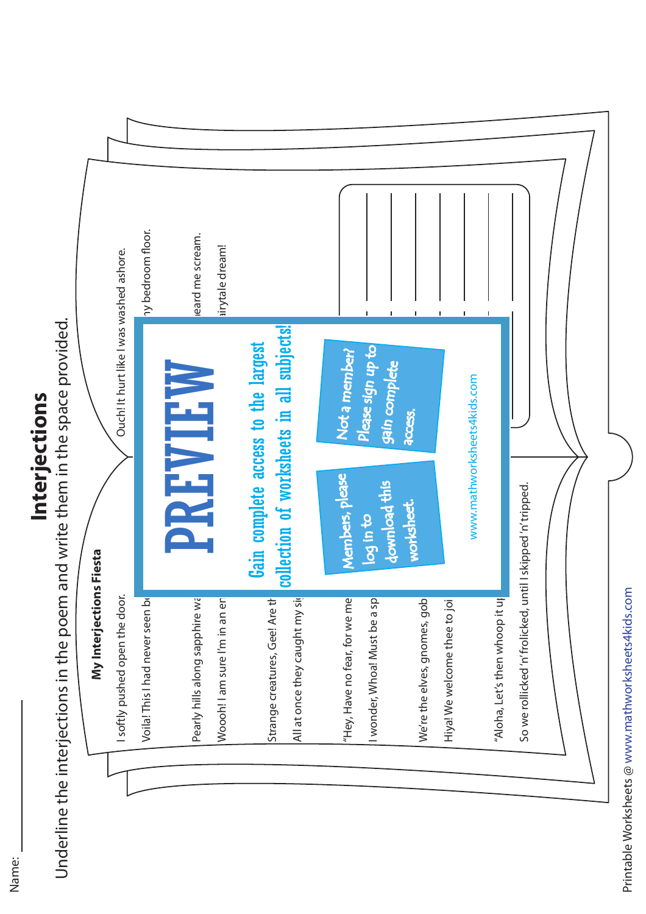Name: ____________

# Interjections

Underline the interjections in the poem and write them in the space provided.

**My Interjections Fiesta**

I softly pushed open the door.

Ouch! It hurt like I was washed ashore.

Voila! This I had never seen b ... my bedroom floor.

Pearly hills along sapphire wa ...

Wooh! I am sure I'm in an en ... eard me scream.

... airytale dream!

Strange creatures, Gee! Are th ...

All at once they caught my si ...

"Hey, Have no fear, for we me ...

I wonder, Whoa! Must be a sp ...

We're the elves, gnomes, gob ...

Hiya! We welcome thee to joi ...

"Aloha, Let's then whoop it u ...

So we rollicked 'n' frolicked, until I skipped 'n' tripped.

**PREVIEW**

Gain complete access to the largest collection of worksheets in all subjects!

Members, please log in to download this worksheet.

Not a member? Please sign up to gain complete access.

www.mathworksheets4kids.com

Printable Worksheets @ www.mathworksheets4kids.com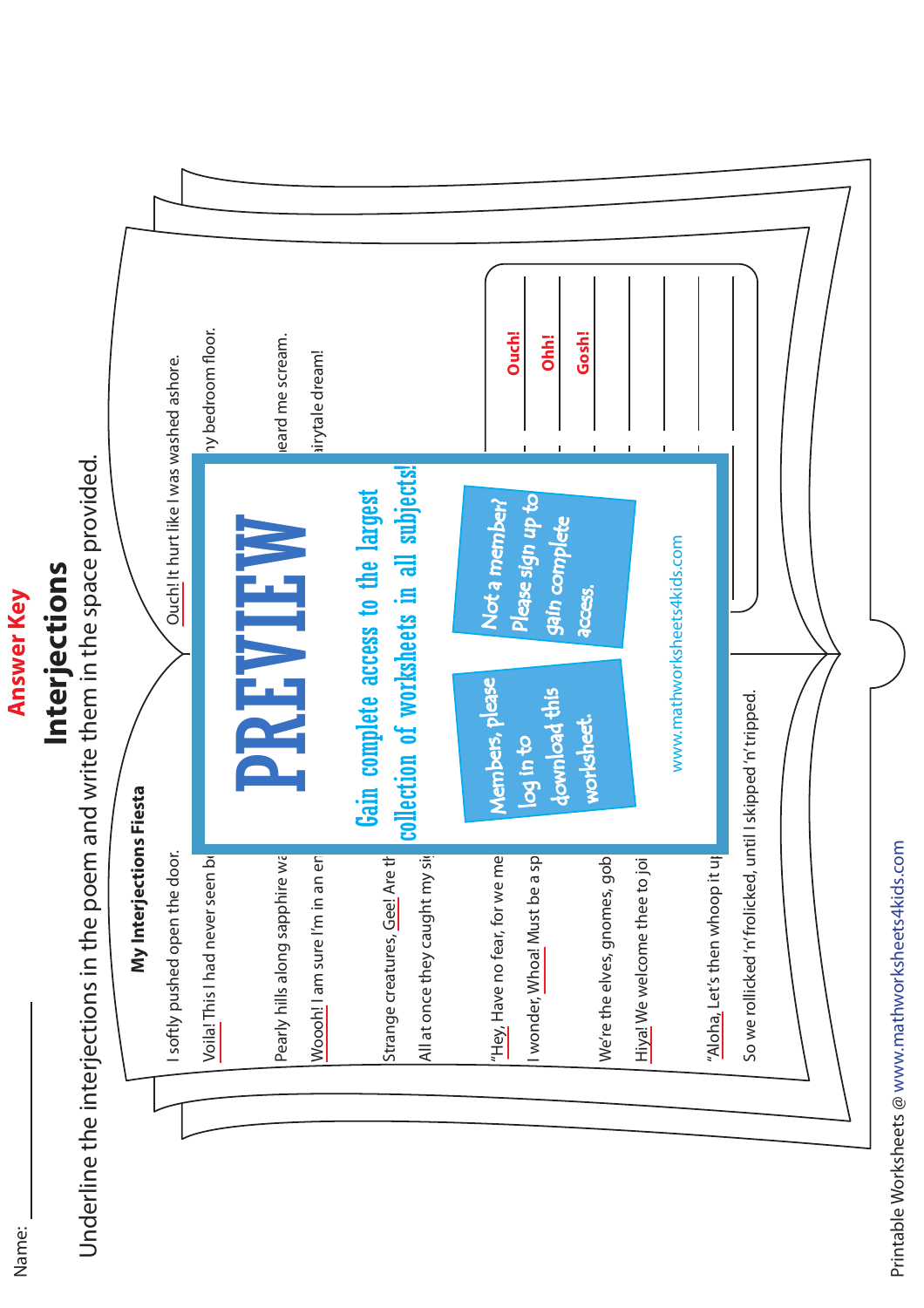Name: ____________

**Answer Key**

# Interjections

Underline the interjections in the poem and write them in the space provided.

### My Interjections Fiesta

I softly pushed open the door.

Voila! This I had never seen b

Pearly hills along sapphire wa

Wooh! I am sure I'm in an en

Strange creatures, Gee! Are th

All at once they caught my si

"Hey, Have no fear, for we me

I wonder, Whoa! Must be a sp

We're the elves, gnomes, gob

Hiya! We welcome thee to joi

"Aloha, Let's then whoop it u

So we rollicked 'n' frolicked, until I skipped 'n' tripped.

Ouch! It hurt like I was washed ashore.

y bedroom floor.

eard me scream.

airytale dream!

Ouch!

Ohh!

Gosh!

PREVIEW

Gain complete access to the largest collection of worksheets in all subjects!

Members, please log in to download this worksheet.

Not a member? Please sign up to gain complete access.

www.mathworksheets4kids.com

Printable Worksheets @ www.mathworksheets4kids.com